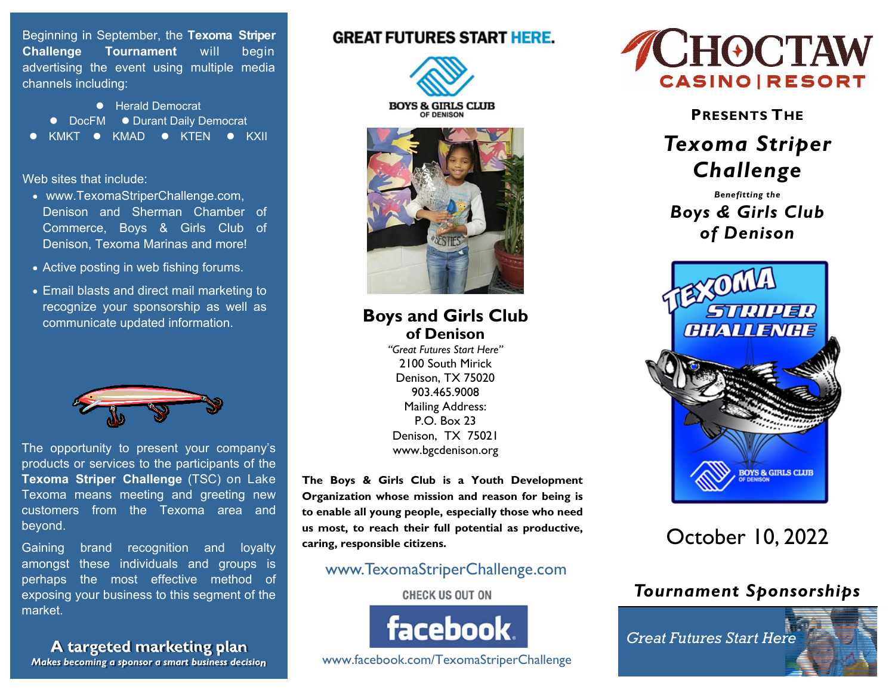Beginning in September, the **Texoma Striper Challenge Tournament** will begin advertising the event using multiple media channels including:

- Herald Democrat
- DocFM
- Durant Daily Democrat
- KMKT
- KMAD
- KTEN
- KXII

Web sites that include:

- www.TexomaStriperChallenge.com, Denison and Sherman Chamber of Commerce, Boys & Girls Club of Denison, Texoma Marinas and more!
- Active posting in web fishing forums.
- Email blasts and direct mail marketing to recognize your sponsorship as well as communicate updated information.

The opportunity to present your company's products or services to the participants of the **Texoma Striper Challenge** (TSC) on Lake Texoma means meeting and greeting new customers from the Texoma area and beyond.

Gaining brand recognition and loyalty amongst these individuals and groups is perhaps the most effective method of exposing your business to this segment of the market.

**A targeted marketing plan**

***Makes becoming a sponsor a smart business decision***

**GREAT FUTURES START HERE.**

BOYS & GIRLS CLUB OF DENISON

## Boys and Girls Club of Denison

*"Great Futures Start Here"*
2100 South Mirick
Denison, TX 75020
903.465.9008
Mailing Address:
P.O. Box 23
Denison, TX 75021
www.bgcdenison.org

**The Boys & Girls Club is a Youth Development Organization whose mission and reason for being is to enable all young people, especially those who need us most, to reach their full potential as productive, caring, responsible citizens.**

www.TexomaStriperChallenge.com

CHECK US OUT ON

facebook

www.facebook.com/TexomaStriperChallenge

CHOCTAW CASINO | RESORT

**PRESENTS THE**

# *Texoma Striper Challenge*

***Benefitting the***

## *Boys & Girls Club of Denison*

TEXOMA STRIPER CHALLENGE

BOYS & GIRLS CLUB OF DENISON

October 10, 2022

## *Tournament Sponsorships*

*Great Futures Start Here*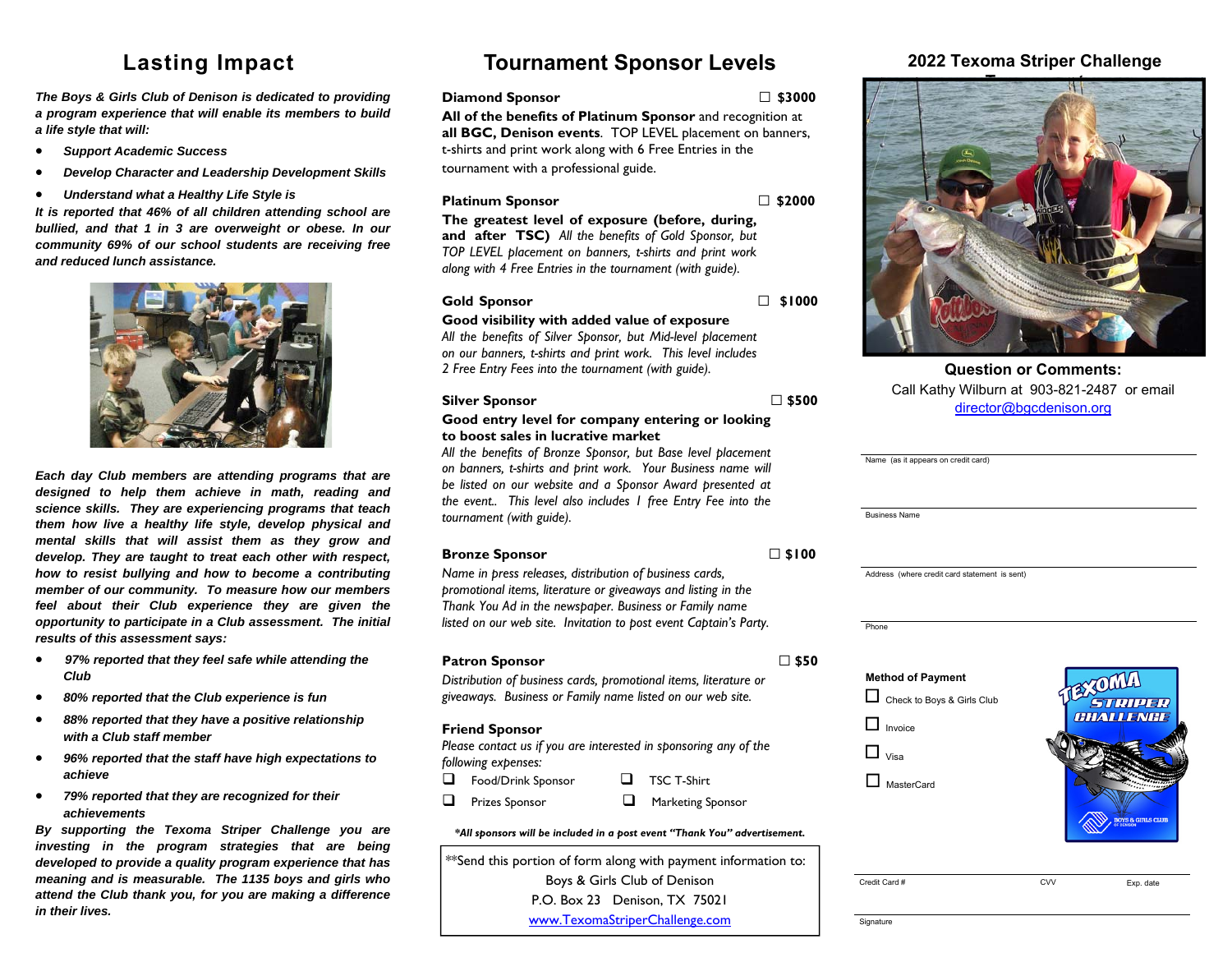# Lasting Impact

***The Boys & Girls Club of Denison is dedicated to providing a program experience that will enable its members to build a life style that will:***

- ***Support Academic Success***
- ***Develop Character and Leadership Development Skills***
- ***Understand what a Healthy Life Style is***

***It is reported that 46% of all children attending school are bullied, and that 1 in 3 are overweight or obese. In our community 69% of our school students are receiving free and reduced lunch assistance.***

***Each day Club members are attending programs that are designed to help them achieve in math, reading and science skills. They are experiencing programs that teach them how live a healthy life style, develop physical and mental skills that will assist them as they grow and develop. They are taught to treat each other with respect, how to resist bullying and how to become a contributing member of our community. To measure how our members feel about their Club experience they are given the opportunity to participate in a Club assessment. The initial results of this assessment says:***

- ***97% reported that they feel safe while attending the Club***
- ***80% reported that the Club experience is fun***
- ***88% reported that they have a positive relationship with a Club staff member***
- ***96% reported that the staff have high expectations to achieve***
- ***79% reported that they are recognized for their achievements***

***By supporting the Texoma Striper Challenge you are investing in the program strategies that are being developed to provide a quality program experience that has meaning and is measurable. The 1135 boys and girls who attend the Club thank you, for you are making a difference in their lives.***

# Tournament Sponsor Levels

**Diamond Sponsor** ☐ **$3000**

**All of the benefits of Platinum Sponsor** and recognition at **all BGC, Denison events**. TOP LEVEL placement on banners, t-shirts and print work along with 6 Free Entries in the tournament with a professional guide.

**Platinum Sponsor** ☐ **$2000**

**The greatest level of exposure (before, during, and after TSC)** *All the benefits of Gold Sponsor, but TOP LEVEL placement on banners, t-shirts and print work along with 4 Free Entries in the tournament (with guide).*

**Gold Sponsor** ☐ **$1000**

**Good visibility with added value of exposure**

*All the benefits of Silver Sponsor, but Mid-level placement on our banners, t-shirts and print work. This level includes 2 Free Entry Fees into the tournament (with guide).*

**Silver Sponsor** ☐ **$500**

**Good entry level for company entering or looking to boost sales in lucrative market**

*All the benefits of Bronze Sponsor, but Base level placement on banners, t-shirts and print work. Your Business name will be listed on our website and a Sponsor Award presented at the event.. This level also includes 1 free Entry Fee into the tournament (with guide).*

**Bronze Sponsor** ☐ **$100**

*Name in press releases, distribution of business cards, promotional items, literature or giveaways and listing in the Thank You Ad in the newspaper. Business or Family name listed on our web site. Invitation to post event Captain's Party.*

**Patron Sponsor** ☐ **$50**

*Distribution of business cards, promotional items, literature or giveaways. Business or Family name listed on our web site.*

**Friend Sponsor**

*Please contact us if you are interested in sponsoring any of the following expenses:*

❑ Food/Drink Sponsor ❑ TSC T-Shirt

❑ Prizes Sponsor ❑ Marketing Sponsor

****All sponsors will be included in a post event "Thank You" advertisement.***

**Send this portion of form along with payment information to:
Boys & Girls Club of Denison
P.O. Box 23 Denison, TX 75021
www.TexomaStriperChallenge.com

## 2022 Texoma Striper Challenge

**Question or Comments:**

Call Kathy Wilburn at 903-821-2487 or email director@bgcdenison.org

Name (as it appears on credit card)

Business Name

Address (where credit card statement is sent)

Phone

**Method of Payment**

☐ Check to Boys & Girls Club

☐ Invoice

☐ Visa

☐ MasterCard

Credit Card # CVV Exp. date

Signature